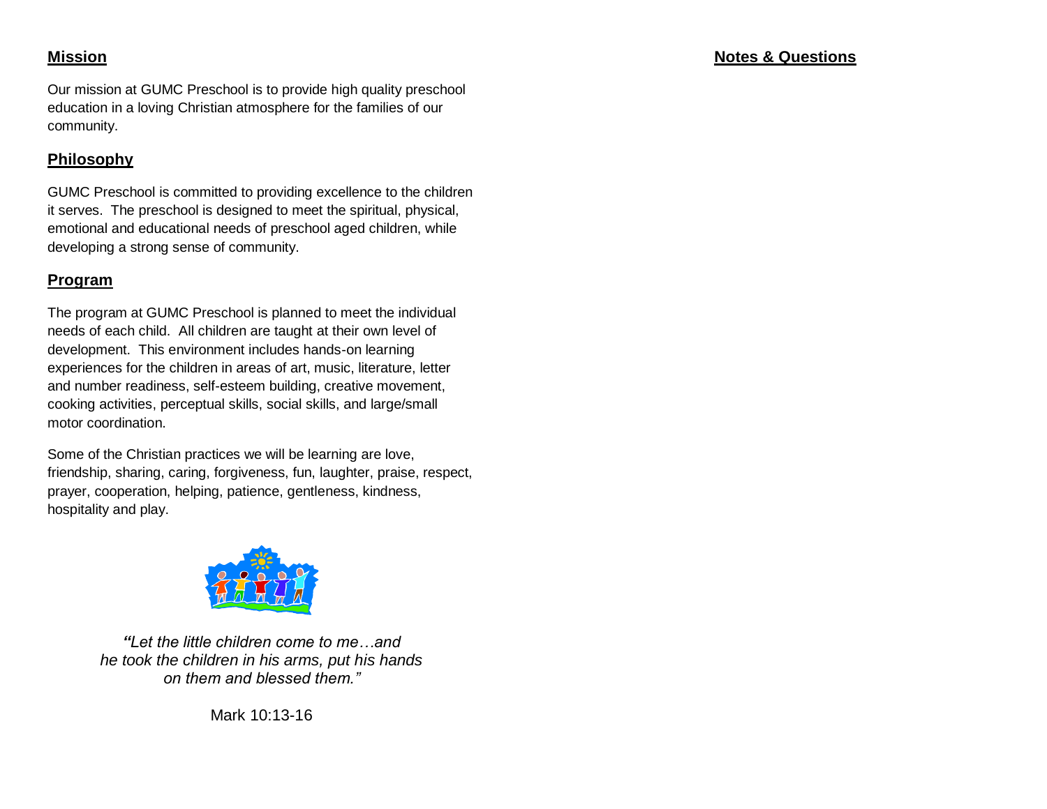## Mission

Our mission at GUMC Preschool is to provide high quality preschool education in a loving Christian atmosphere for the families of our community.

## Philosophy

GUMC Preschool is committed to providing excellence to the children it serves. The preschool is designed to meet the spiritual, physical, emotional and educational needs of preschool aged children, while developing a strong sense of community.

## Program

The program at GUMC Preschool is planned to meet the individual needs of each child. All children are taught at their own level of development. This environment includes hands-on learning experiences for the children in areas of art, music, literature, letter and number readiness, self-esteem building, creative movement, cooking activities, perceptual skills, social skills, and large/small motor coordination.

Some of the Christian practices we will be learning are love, friendship, sharing, caring, forgiveness, fun, laughter, praise, respect, prayer, cooperation, helping, patience, gentleness, kindness, hospitality and play.

*"Let the little children come to me…and he took the children in his arms, put his hands on them and blessed them."*

Mark 10:13-16

## Notes & Questions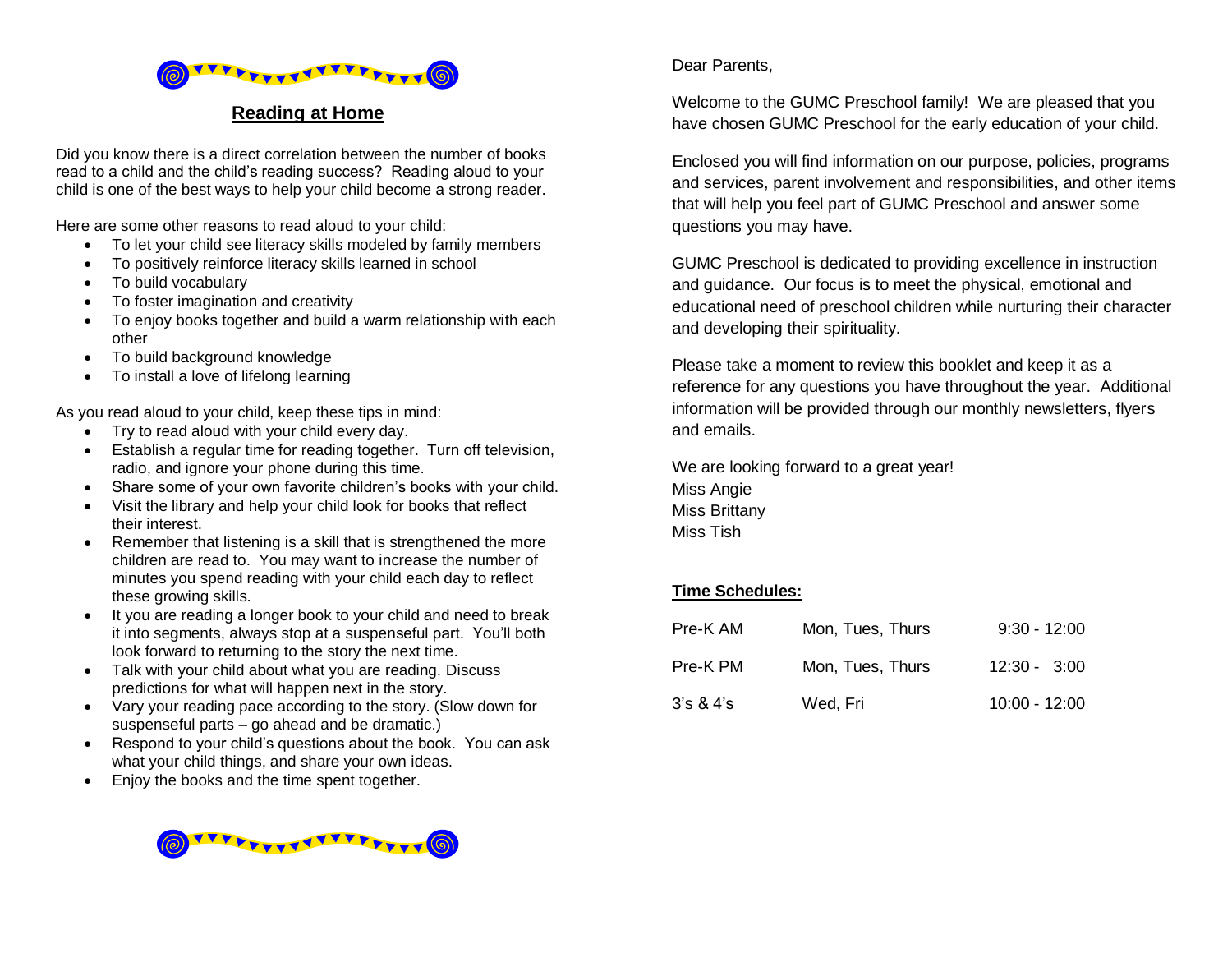## Reading at Home

Did you know there is a direct correlation between the number of books read to a child and the child's reading success? Reading aloud to your child is one of the best ways to help your child become a strong reader.

Here are some other reasons to read aloud to your child:

- To let your child see literacy skills modeled by family members
- To positively reinforce literacy skills learned in school
- To build vocabulary
- To foster imagination and creativity
- To enjoy books together and build a warm relationship with each other
- To build background knowledge
- To install a love of lifelong learning

As you read aloud to your child, keep these tips in mind:

- Try to read aloud with your child every day.
- Establish a regular time for reading together. Turn off television, radio, and ignore your phone during this time.
- Share some of your own favorite children's books with your child.
- Visit the library and help your child look for books that reflect their interest.
- Remember that listening is a skill that is strengthened the more children are read to. You may want to increase the number of minutes you spend reading with your child each day to reflect these growing skills.
- It you are reading a longer book to your child and need to break it into segments, always stop at a suspenseful part. You'll both look forward to returning to the story the next time.
- Talk with your child about what you are reading. Discuss predictions for what will happen next in the story.
- Vary your reading pace according to the story. (Slow down for suspenseful parts – go ahead and be dramatic.)
- Respond to your child's questions about the book. You can ask what your child things, and share your own ideas.
- Enjoy the books and the time spent together.

Dear Parents,

Welcome to the GUMC Preschool family! We are pleased that you have chosen GUMC Preschool for the early education of your child.

Enclosed you will find information on our purpose, policies, programs and services, parent involvement and responsibilities, and other items that will help you feel part of GUMC Preschool and answer some questions you may have.

GUMC Preschool is dedicated to providing excellence in instruction and guidance. Our focus is to meet the physical, emotional and educational need of preschool children while nurturing their character and developing their spirituality.

Please take a moment to review this booklet and keep it as a reference for any questions you have throughout the year. Additional information will be provided through our monthly newsletters, flyers and emails.

We are looking forward to a great year!
Miss Angie
Miss Brittany
Miss Tish

**Time Schedules:**

| Class | Days | Time |
| --- | --- | --- |
| Pre-K AM | Mon, Tues, Thurs | 9:30 - 12:00 |
| Pre-K PM | Mon, Tues, Thurs | 12:30 - 3:00 |
| 3's & 4's | Wed, Fri | 10:00 - 12:00 |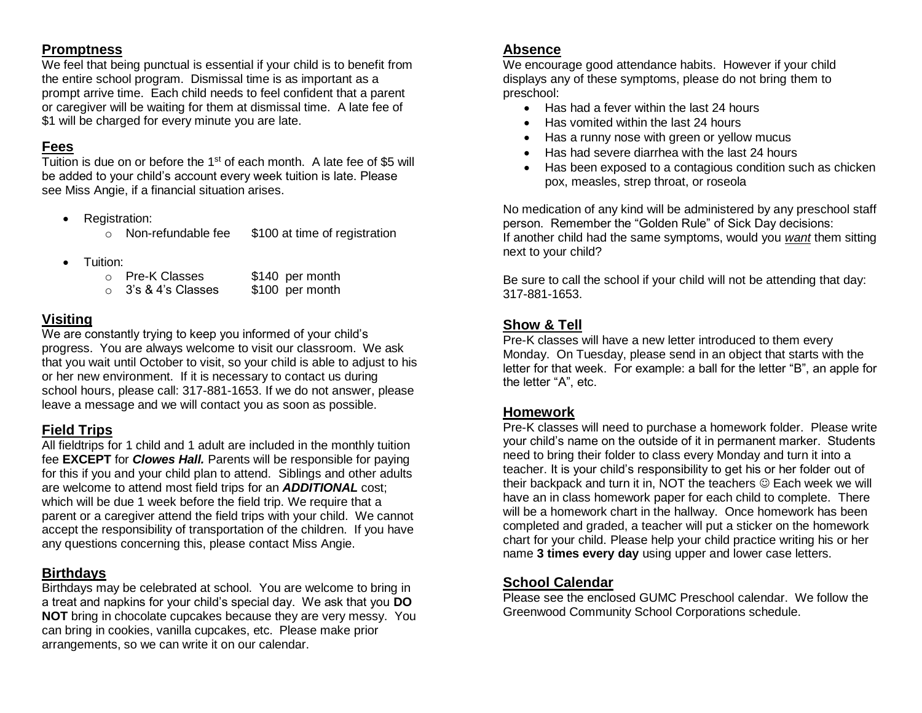## Promptness

We feel that being punctual is essential if your child is to benefit from the entire school program. Dismissal time is as important as a prompt arrive time. Each child needs to feel confident that a parent or caregiver will be waiting for them at dismissal time. A late fee of $1 will be charged for every minute you are late.

## Fees

Tuition is due on or before the 1st of each month. A late fee of $5 will be added to your child's account every week tuition is late. Please see Miss Angie, if a financial situation arises.

- Registration:
  - Non-refundable fee    $100 at time of registration
- Tuition:
  - Pre-K Classes    $140 per month
  - 3's & 4's Classes    $100 per month

## Visiting

We are constantly trying to keep you informed of your child's progress. You are always welcome to visit our classroom. We ask that you wait until October to visit, so your child is able to adjust to his or her new environment. If it is necessary to contact us during school hours, please call: 317-881-1653. If we do not answer, please leave a message and we will contact you as soon as possible.

## Field Trips

All fieldtrips for 1 child and 1 adult are included in the monthly tuition fee **EXCEPT** for ***Clowes Hall.*** Parents will be responsible for paying for this if you and your child plan to attend. Siblings and other adults are welcome to attend most field trips for an ***ADDITIONAL*** cost; which will be due 1 week before the field trip. We require that a parent or a caregiver attend the field trips with your child. We cannot accept the responsibility of transportation of the children. If you have any questions concerning this, please contact Miss Angie.

## Birthdays

Birthdays may be celebrated at school. You are welcome to bring in a treat and napkins for your child's special day. We ask that you **DO NOT** bring in chocolate cupcakes because they are very messy. You can bring in cookies, vanilla cupcakes, etc. Please make prior arrangements, so we can write it on our calendar.

## Absence

We encourage good attendance habits. However if your child displays any of these symptoms, please do not bring them to preschool:

- Has had a fever within the last 24 hours
- Has vomited within the last 24 hours
- Has a runny nose with green or yellow mucus
- Has had severe diarrhea with the last 24 hours
- Has been exposed to a contagious condition such as chicken pox, measles, strep throat, or roseola

No medication of any kind will be administered by any preschool staff person. Remember the "Golden Rule" of Sick Day decisions:
If another child had the same symptoms, would you ***want*** them sitting next to your child?

Be sure to call the school if your child will not be attending that day: 317-881-1653.

## Show & Tell

Pre-K classes will have a new letter introduced to them every Monday. On Tuesday, please send in an object that starts with the letter for that week. For example: a ball for the letter "B", an apple for the letter "A", etc.

## Homework

Pre-K classes will need to purchase a homework folder. Please write your child's name on the outside of it in permanent marker. Students need to bring their folder to class every Monday and turn it into a teacher. It is your child's responsibility to get his or her folder out of their backpack and turn it in, NOT the teachers ☺ Each week we will have an in class homework paper for each child to complete. There will be a homework chart in the hallway. Once homework has been completed and graded, a teacher will put a sticker on the homework chart for your child. Please help your child practice writing his or her name **3 times every day** using upper and lower case letters.

## School Calendar

Please see the enclosed GUMC Preschool calendar. We follow the Greenwood Community School Corporations schedule.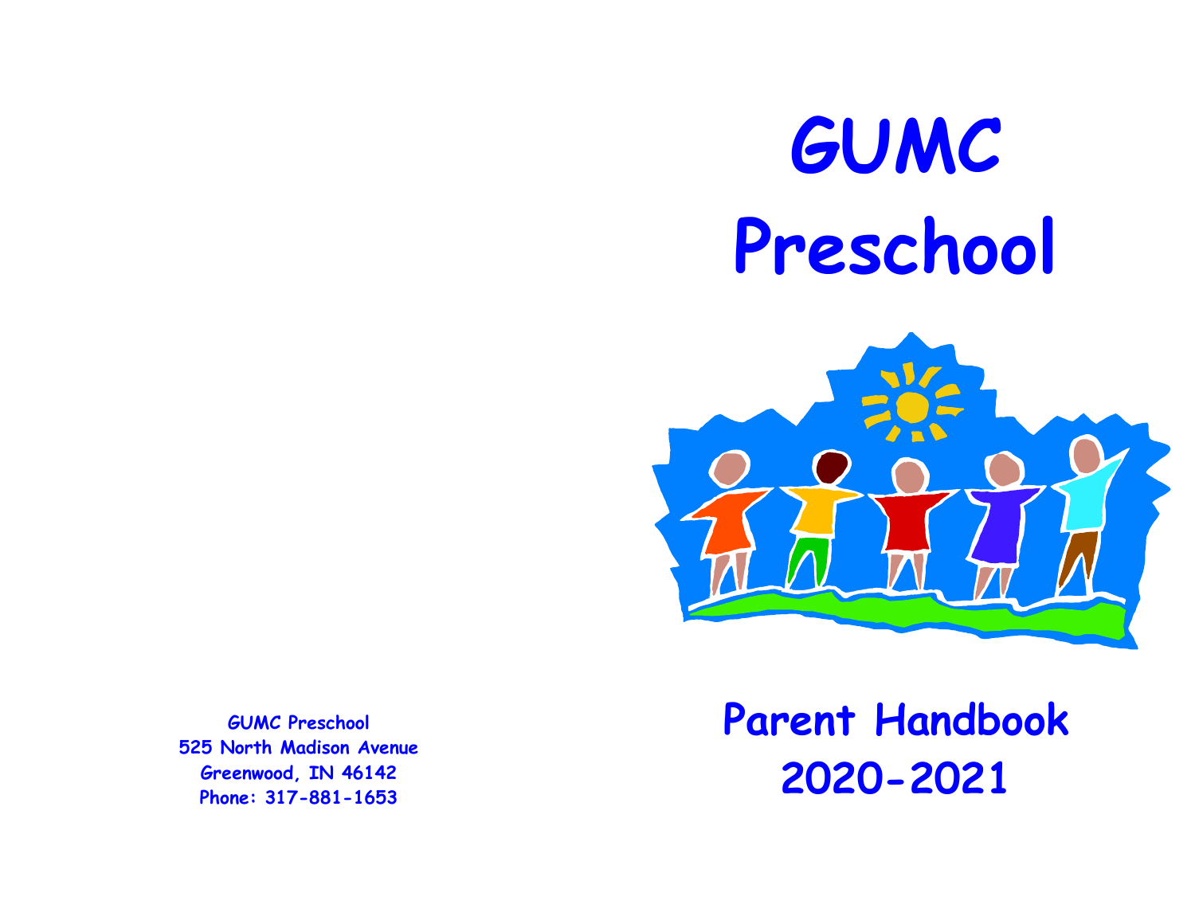**GUMC Preschool**
**525 North Madison Avenue**
**Greenwood, IN 46142**
**Phone: 317-881-1653**

# GUMC Preschool

## Parent Handbook 2020-2021